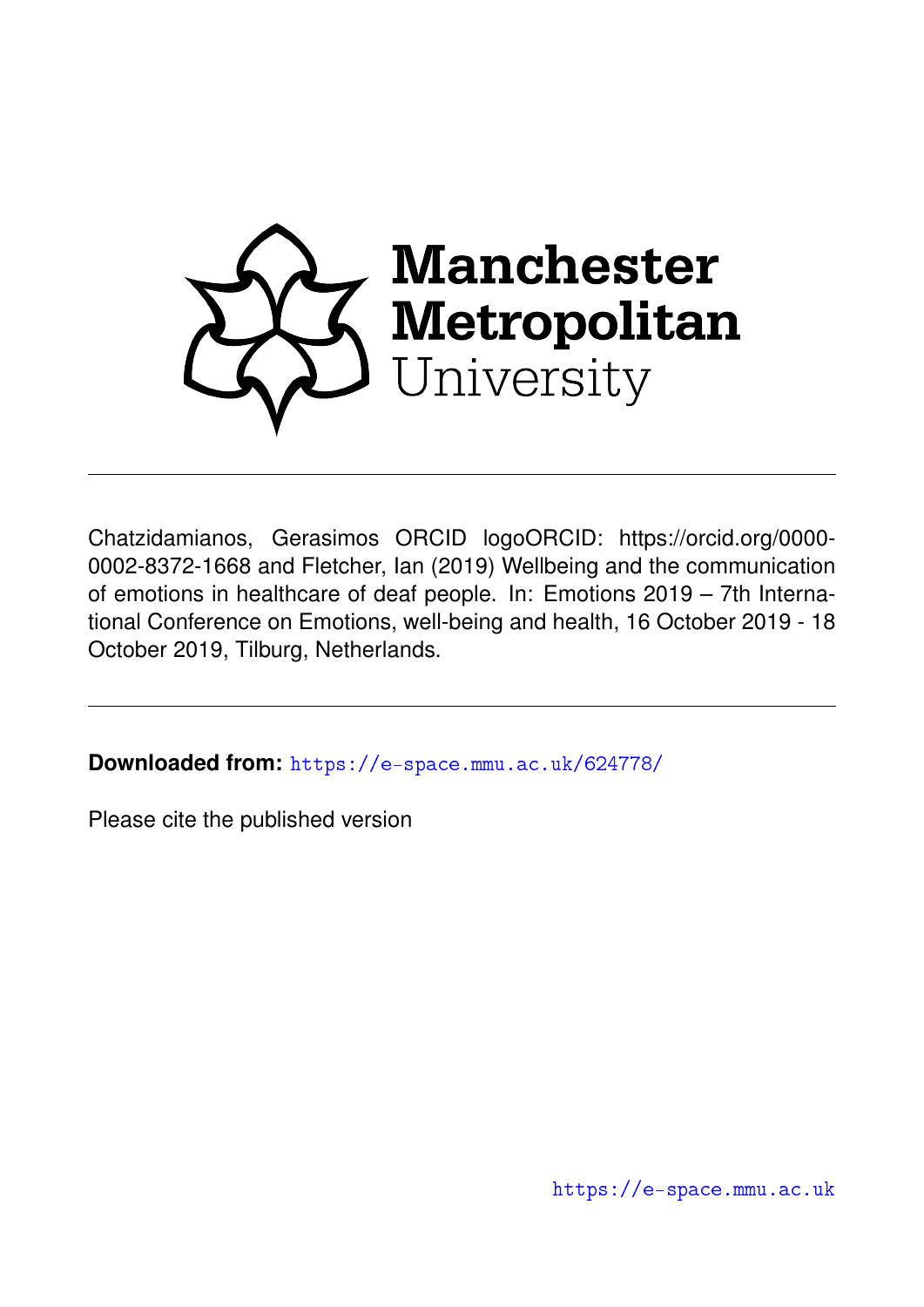Manchester Metropolitan University

---

Chatzidamianos, Gerasimos ORCID logoORCID: https://orcid.org/0000-0002-8372-1668 and Fletcher, Ian (2019) Wellbeing and the communication of emotions in healthcare of deaf people. In: Emotions 2019 – 7th International Conference on Emotions, well-being and health, 16 October 2019 - 18 October 2019, Tilburg, Netherlands.

---

**Downloaded from:** https://e-space.mmu.ac.uk/624778/

Please cite the published version

https://e-space.mmu.ac.uk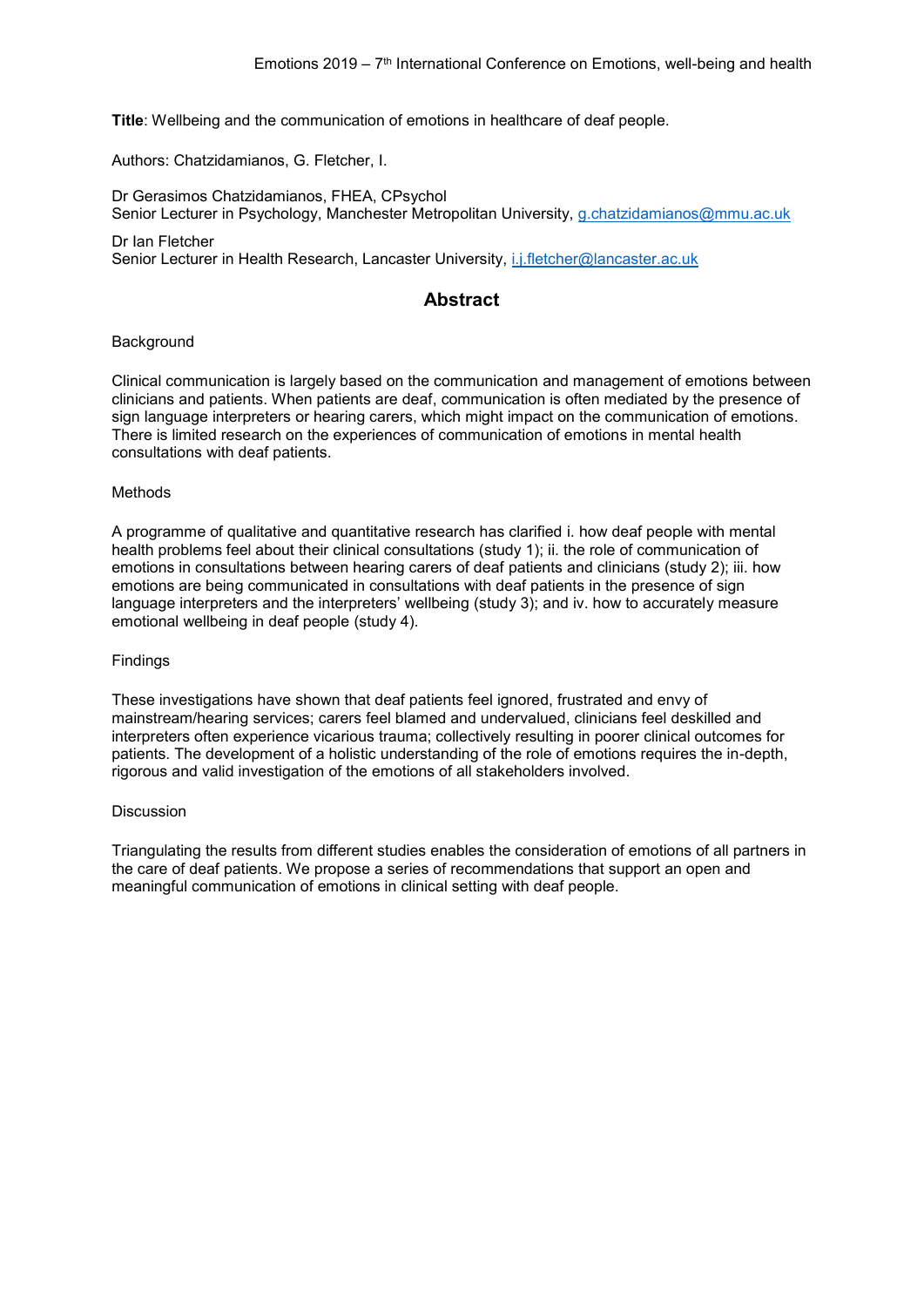**Title**: Wellbeing and the communication of emotions in healthcare of deaf people.

Authors: Chatzidamianos, G. Fletcher, I.

Dr Gerasimos Chatzidamianos, FHEA, CPsychol
Senior Lecturer in Psychology, Manchester Metropolitan University, g.chatzidamianos@mmu.ac.uk

Dr Ian Fletcher
Senior Lecturer in Health Research, Lancaster University, i.j.fletcher@lancaster.ac.uk

## Abstract

Background

Clinical communication is largely based on the communication and management of emotions between clinicians and patients. When patients are deaf, communication is often mediated by the presence of sign language interpreters or hearing carers, which might impact on the communication of emotions. There is limited research on the experiences of communication of emotions in mental health consultations with deaf patients.

Methods

A programme of qualitative and quantitative research has clarified i. how deaf people with mental health problems feel about their clinical consultations (study 1); ii. the role of communication of emotions in consultations between hearing carers of deaf patients and clinicians (study 2); iii. how emotions are being communicated in consultations with deaf patients in the presence of sign language interpreters and the interpreters' wellbeing (study 3); and iv. how to accurately measure emotional wellbeing in deaf people (study 4).

Findings

These investigations have shown that deaf patients feel ignored, frustrated and envy of mainstream/hearing services; carers feel blamed and undervalued, clinicians feel deskilled and interpreters often experience vicarious trauma; collectively resulting in poorer clinical outcomes for patients. The development of a holistic understanding of the role of emotions requires the in-depth, rigorous and valid investigation of the emotions of all stakeholders involved.

Discussion

Triangulating the results from different studies enables the consideration of emotions of all partners in the care of deaf patients. We propose a series of recommendations that support an open and meaningful communication of emotions in clinical setting with deaf people.